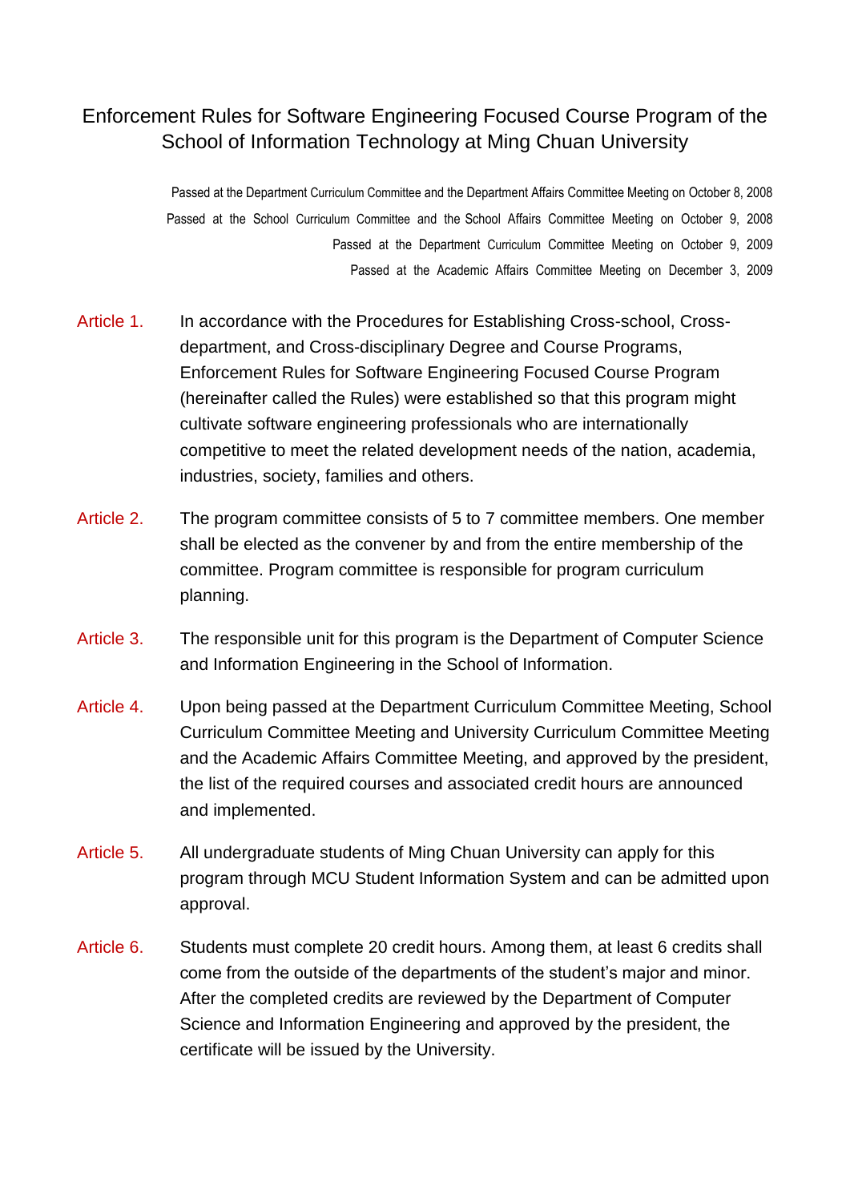# Enforcement Rules for Software Engineering Focused Course Program of the School of Information Technology at Ming Chuan University

Passed at the Department Curriculum Committee and the Department Affairs Committee Meeting on October 8, 2008
Passed at the School Curriculum Committee and the School Affairs Committee Meeting on October 9, 2008
Passed at the Department Curriculum Committee Meeting on October 9, 2009
Passed at the Academic Affairs Committee Meeting on December 3, 2009

**Article 1.** In accordance with the Procedures for Establishing Cross-school, Cross-department, and Cross-disciplinary Degree and Course Programs, Enforcement Rules for Software Engineering Focused Course Program (hereinafter called the Rules) were established so that this program might cultivate software engineering professionals who are internationally competitive to meet the related development needs of the nation, academia, industries, society, families and others.

**Article 2.** The program committee consists of 5 to 7 committee members. One member shall be elected as the convener by and from the entire membership of the committee. Program committee is responsible for program curriculum planning.

**Article 3.** The responsible unit for this program is the Department of Computer Science and Information Engineering in the School of Information.

**Article 4.** Upon being passed at the Department Curriculum Committee Meeting, School Curriculum Committee Meeting and University Curriculum Committee Meeting and the Academic Affairs Committee Meeting, and approved by the president, the list of the required courses and associated credit hours are announced and implemented.

**Article 5.** All undergraduate students of Ming Chuan University can apply for this program through MCU Student Information System and can be admitted upon approval.

**Article 6.** Students must complete 20 credit hours. Among them, at least 6 credits shall come from the outside of the departments of the student's major and minor. After the completed credits are reviewed by the Department of Computer Science and Information Engineering and approved by the president, the certificate will be issued by the University.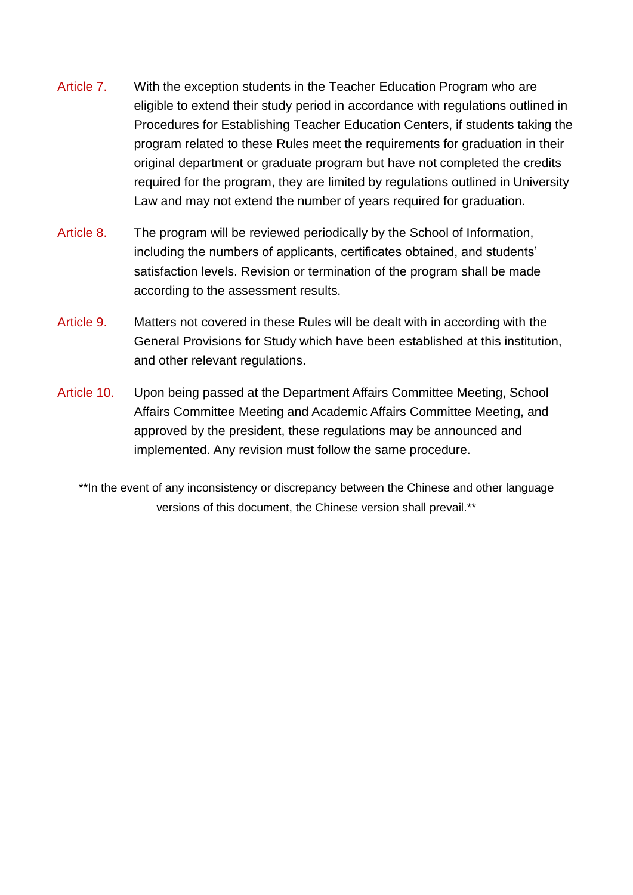**Article 7.** With the exception students in the Teacher Education Program who are eligible to extend their study period in accordance with regulations outlined in Procedures for Establishing Teacher Education Centers, if students taking the program related to these Rules meet the requirements for graduation in their original department or graduate program but have not completed the credits required for the program, they are limited by regulations outlined in University Law and may not extend the number of years required for graduation.

**Article 8.** The program will be reviewed periodically by the School of Information, including the numbers of applicants, certificates obtained, and students' satisfaction levels. Revision or termination of the program shall be made according to the assessment results.

**Article 9.** Matters not covered in these Rules will be dealt with in according with the General Provisions for Study which have been established at this institution, and other relevant regulations.

**Article 10.** Upon being passed at the Department Affairs Committee Meeting, School Affairs Committee Meeting and Academic Affairs Committee Meeting, and approved by the president, these regulations may be announced and implemented. Any revision must follow the same procedure.

**In the event of any inconsistency or discrepancy between the Chinese and other language versions of this document, the Chinese version shall prevail.**